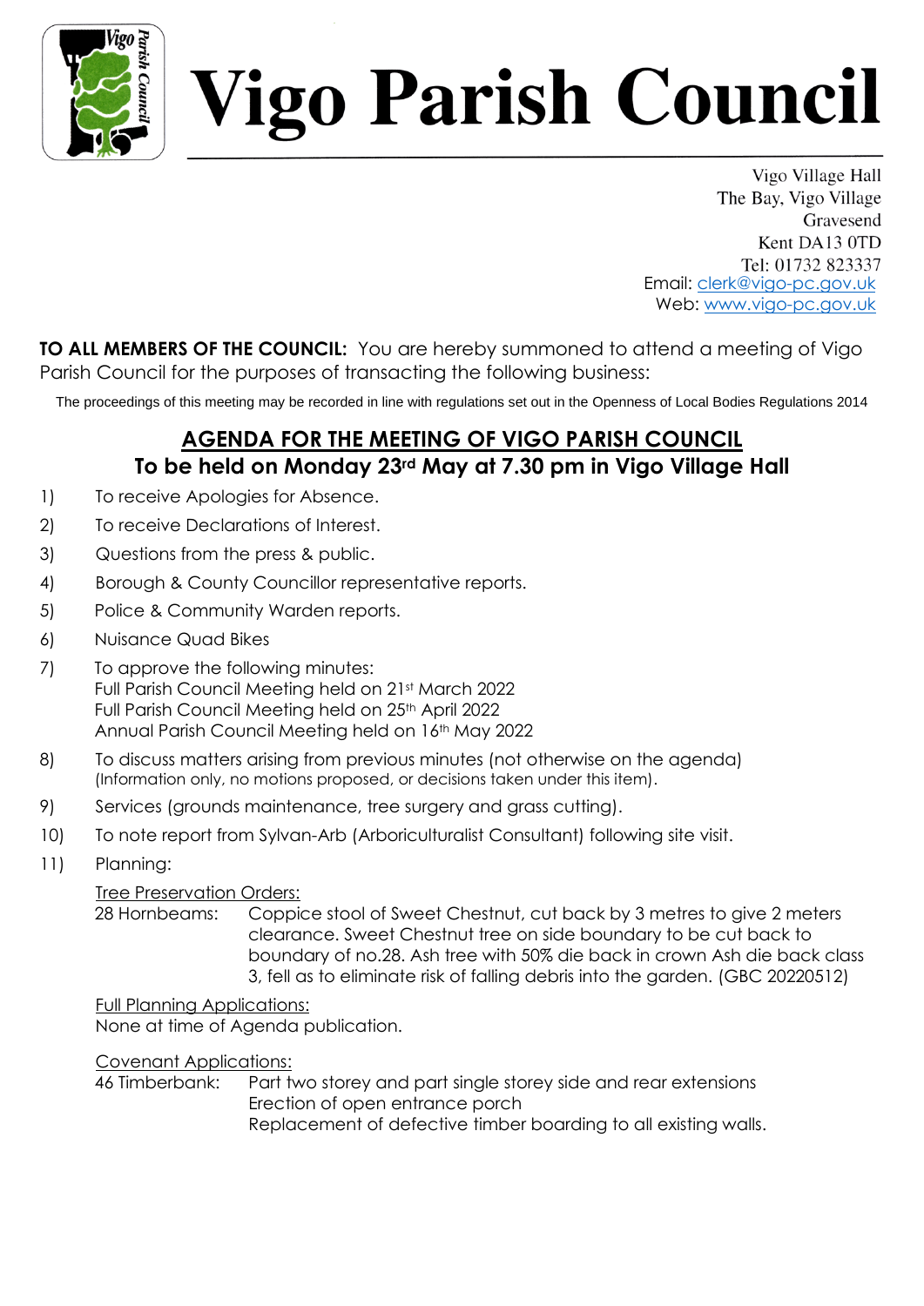# Vigo Parish Council

Vigo Village Hall
The Bay, Vigo Village
Gravesend
Kent DA13 0TD
Tel: 01732 823337
Email: clerk@vigo-pc.gov.uk
Web: www.vigo-pc.gov.uk

**TO ALL MEMBERS OF THE COUNCIL:** You are hereby summoned to attend a meeting of Vigo Parish Council for the purposes of transacting the following business:

The proceedings of this meeting may be recorded in line with regulations set out in the Openness of Local Bodies Regulations 2014

## AGENDA FOR THE MEETING OF VIGO PARISH COUNCIL
## To be held on Monday 23rd May at 7.30 pm in Vigo Village Hall

1) To receive Apologies for Absence.
2) To receive Declarations of Interest.
3) Questions from the press & public.
4) Borough & County Councillor representative reports.
5) Police & Community Warden reports.
6) Nuisance Quad Bikes
7) To approve the following minutes:
   Full Parish Council Meeting held on 21st March 2022
   Full Parish Council Meeting held on 25th April 2022
   Annual Parish Council Meeting held on 16th May 2022
8) To discuss matters arising from previous minutes (not otherwise on the agenda)
   (Information only, no motions proposed, or decisions taken under this item).
9) Services (grounds maintenance, tree surgery and grass cutting).
10) To note report from Sylvan-Arb (Arboriculturalist Consultant) following site visit.
11) Planning:

   Tree Preservation Orders:
   28 Hornbeams: Coppice stool of Sweet Chestnut, cut back by 3 metres to give 2 meters clearance. Sweet Chestnut tree on side boundary to be cut back to boundary of no.28. Ash tree with 50% die back in crown Ash die back class 3, fell as to eliminate risk of falling debris into the garden. (GBC 20220512)

   Full Planning Applications:
   None at time of Agenda publication.

   Covenant Applications:
   46 Timberbank: Part two storey and part single storey side and rear extensions
   Erection of open entrance porch
   Replacement of defective timber boarding to all existing walls.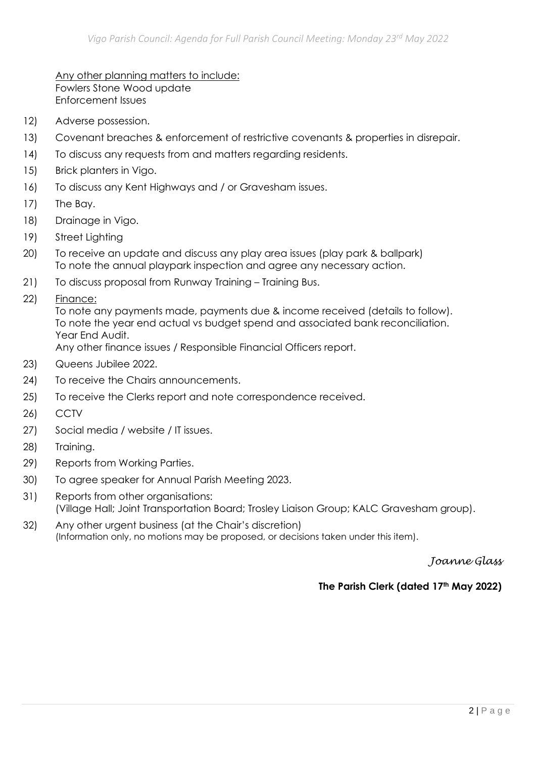Any other planning matters to include:
Fowlers Stone Wood update
Enforcement Issues

12) Adverse possession.
13) Covenant breaches & enforcement of restrictive covenants & properties in disrepair.
14) To discuss any requests from and matters regarding residents.
15) Brick planters in Vigo.
16) To discuss any Kent Highways and / or Gravesham issues.
17) The Bay.
18) Drainage in Vigo.
19) Street Lighting
20) To receive an update and discuss any play area issues (play park & ballpark)
    To note the annual playpark inspection and agree any necessary action.
21) To discuss proposal from Runway Training – Training Bus.
22) Finance:
    To note any payments made, payments due & income received (details to follow).
    To note the year end actual vs budget spend and associated bank reconciliation.
    Year End Audit.
    Any other finance issues / Responsible Financial Officers report.
23) Queens Jubilee 2022.
24) To receive the Chairs announcements.
25) To receive the Clerks report and note correspondence received.
26) CCTV
27) Social media / website / IT issues.
28) Training.
29) Reports from Working Parties.
30) To agree speaker for Annual Parish Meeting 2023.
31) Reports from other organisations:
    (Village Hall; Joint Transportation Board; Trosley Liaison Group; KALC Gravesham group).
32) Any other urgent business (at the Chair's discretion)
    (Information only, no motions may be proposed, or decisions taken under this item).

*Joanne Glass*

**The Parish Clerk (dated 17th May 2022)**